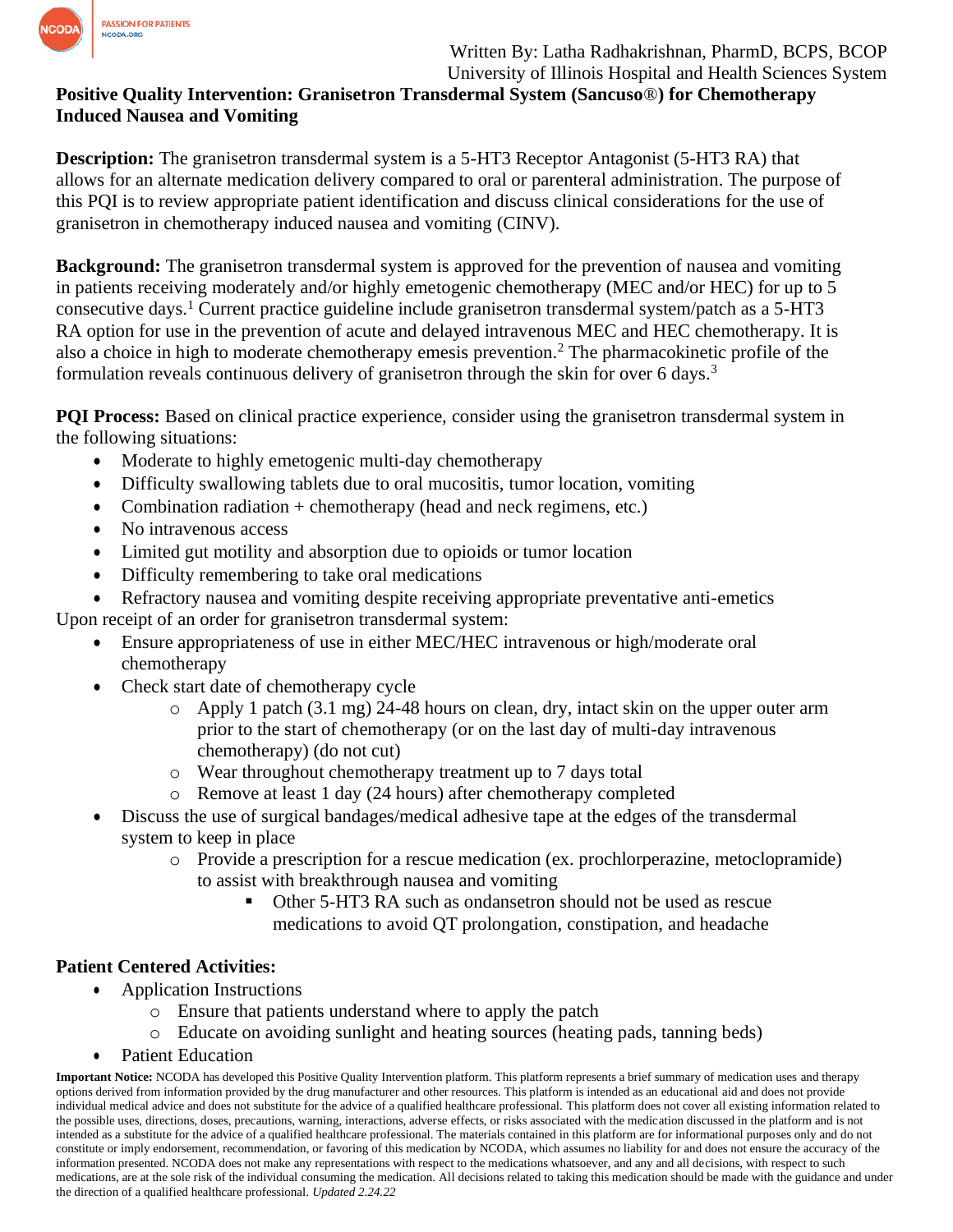Written By: Latha Radhakrishnan, PharmD, BCPS, BCOP
University of Illinois Hospital and Health Sciences System

**Positive Quality Intervention: Granisetron Transdermal System (Sancuso®) for Chemotherapy Induced Nausea and Vomiting**

**Description:** The granisetron transdermal system is a 5-HT3 Receptor Antagonist (5-HT3 RA) that allows for an alternate medication delivery compared to oral or parenteral administration. The purpose of this PQI is to review appropriate patient identification and discuss clinical considerations for the use of granisetron in chemotherapy induced nausea and vomiting (CINV).

**Background:** The granisetron transdermal system is approved for the prevention of nausea and vomiting in patients receiving moderately and/or highly emetogenic chemotherapy (MEC and/or HEC) for up to 5 consecutive days.[1] Current practice guideline include granisetron transdermal system/patch as a 5-HT3 RA option for use in the prevention of acute and delayed intravenous MEC and HEC chemotherapy. It is also a choice in high to moderate chemotherapy emesis prevention.[2] The pharmacokinetic profile of the formulation reveals continuous delivery of granisetron through the skin for over 6 days.[3]

**PQI Process:** Based on clinical practice experience, consider using the granisetron transdermal system in the following situations:

- Moderate to highly emetogenic multi-day chemotherapy
- Difficulty swallowing tablets due to oral mucositis, tumor location, vomiting
- Combination radiation + chemotherapy (head and neck regimens, etc.)
- No intravenous access
- Limited gut motility and absorption due to opioids or tumor location
- Difficulty remembering to take oral medications
- Refractory nausea and vomiting despite receiving appropriate preventative anti-emetics

Upon receipt of an order for granisetron transdermal system:

- Ensure appropriateness of use in either MEC/HEC intravenous or high/moderate oral chemotherapy
- Check start date of chemotherapy cycle
  - Apply 1 patch (3.1 mg) 24-48 hours on clean, dry, intact skin on the upper outer arm prior to the start of chemotherapy (or on the last day of multi-day intravenous chemotherapy) (do not cut)
  - Wear throughout chemotherapy treatment up to 7 days total
  - Remove at least 1 day (24 hours) after chemotherapy completed
- Discuss the use of surgical bandages/medical adhesive tape at the edges of the transdermal system to keep in place
  - Provide a prescription for a rescue medication (ex. prochlorperazine, metoclopramide) to assist with breakthrough nausea and vomiting
    - Other 5-HT3 RA such as ondansetron should not be used as rescue medications to avoid QT prolongation, constipation, and headache

**Patient Centered Activities:**

- Application Instructions
  - Ensure that patients understand where to apply the patch
  - Educate on avoiding sunlight and heating sources (heating pads, tanning beds)
- Patient Education

**Important Notice:** NCODA has developed this Positive Quality Intervention platform. This platform represents a brief summary of medication uses and therapy options derived from information provided by the drug manufacturer and other resources. This platform is intended as an educational aid and does not provide individual medical advice and does not substitute for the advice of a qualified healthcare professional. This platform does not cover all existing information related to the possible uses, directions, doses, precautions, warning, interactions, adverse effects, or risks associated with the medication discussed in the platform and is not intended as a substitute for the advice of a qualified healthcare professional. The materials contained in this platform are for informational purposes only and do not constitute or imply endorsement, recommendation, or favoring of this medication by NCODA, which assumes no liability for and does not ensure the accuracy of the information presented. NCODA does not make any representations with respect to the medications whatsoever, and any and all decisions, with respect to such medications, are at the sole risk of the individual consuming the medication. All decisions related to taking this medication should be made with the guidance and under the direction of a qualified healthcare professional. *Updated 2.24.22*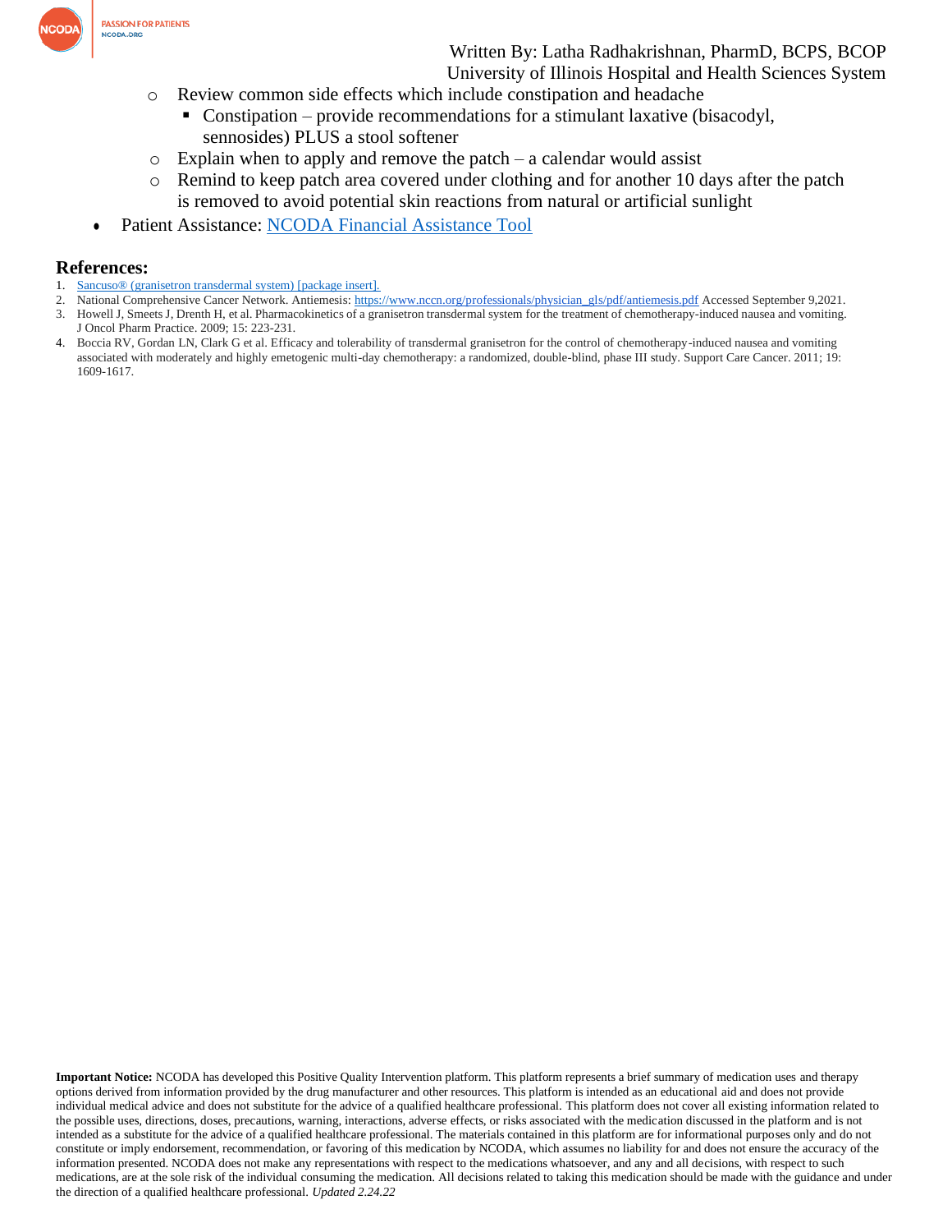Written By: Latha Radhakrishnan, PharmD, BCPS, BCOP
University of Illinois Hospital and Health Sciences System

- Review common side effects which include constipation and headache
  - Constipation – provide recommendations for a stimulant laxative (bisacodyl, sennosides) PLUS a stool softener
- Explain when to apply and remove the patch – a calendar would assist
- Remind to keep patch area covered under clothing and for another 10 days after the patch is removed to avoid potential skin reactions from natural or artificial sunlight

- Patient Assistance: NCODA Financial Assistance Tool

## References:

1. Sancuso® (granisetron transdermal system) [package insert].
2. National Comprehensive Cancer Network. Antiemesis: https://www.nccn.org/professionals/physician_gls/pdf/antiemesis.pdf Accessed September 9,2021.
3. Howell J, Smeets J, Drenth H, et al. Pharmacokinetics of a granisetron transdermal system for the treatment of chemotherapy-induced nausea and vomiting. J Oncol Pharm Practice. 2009; 15: 223-231.
4. Boccia RV, Gordan LN, Clark G et al. Efficacy and tolerability of transdermal granisetron for the control of chemotherapy-induced nausea and vomiting associated with moderately and highly emetogenic multi-day chemotherapy: a randomized, double-blind, phase III study. Support Care Cancer. 2011; 19: 1609-1617.

**Important Notice:** NCODA has developed this Positive Quality Intervention platform. This platform represents a brief summary of medication uses and therapy options derived from information provided by the drug manufacturer and other resources. This platform is intended as an educational aid and does not provide individual medical advice and does not substitute for the advice of a qualified healthcare professional. This platform does not cover all existing information related to the possible uses, directions, doses, precautions, warning, interactions, adverse effects, or risks associated with the medication discussed in the platform and is not intended as a substitute for the advice of a qualified healthcare professional. The materials contained in this platform are for informational purposes only and do not constitute or imply endorsement, recommendation, or favoring of this medication by NCODA, which assumes no liability for and does not ensure the accuracy of the information presented. NCODA does not make any representations with respect to the medications whatsoever, and any and all decisions, with respect to such medications, are at the sole risk of the individual consuming the medication. All decisions related to taking this medication should be made with the guidance and under the direction of a qualified healthcare professional. *Updated 2.24.22*